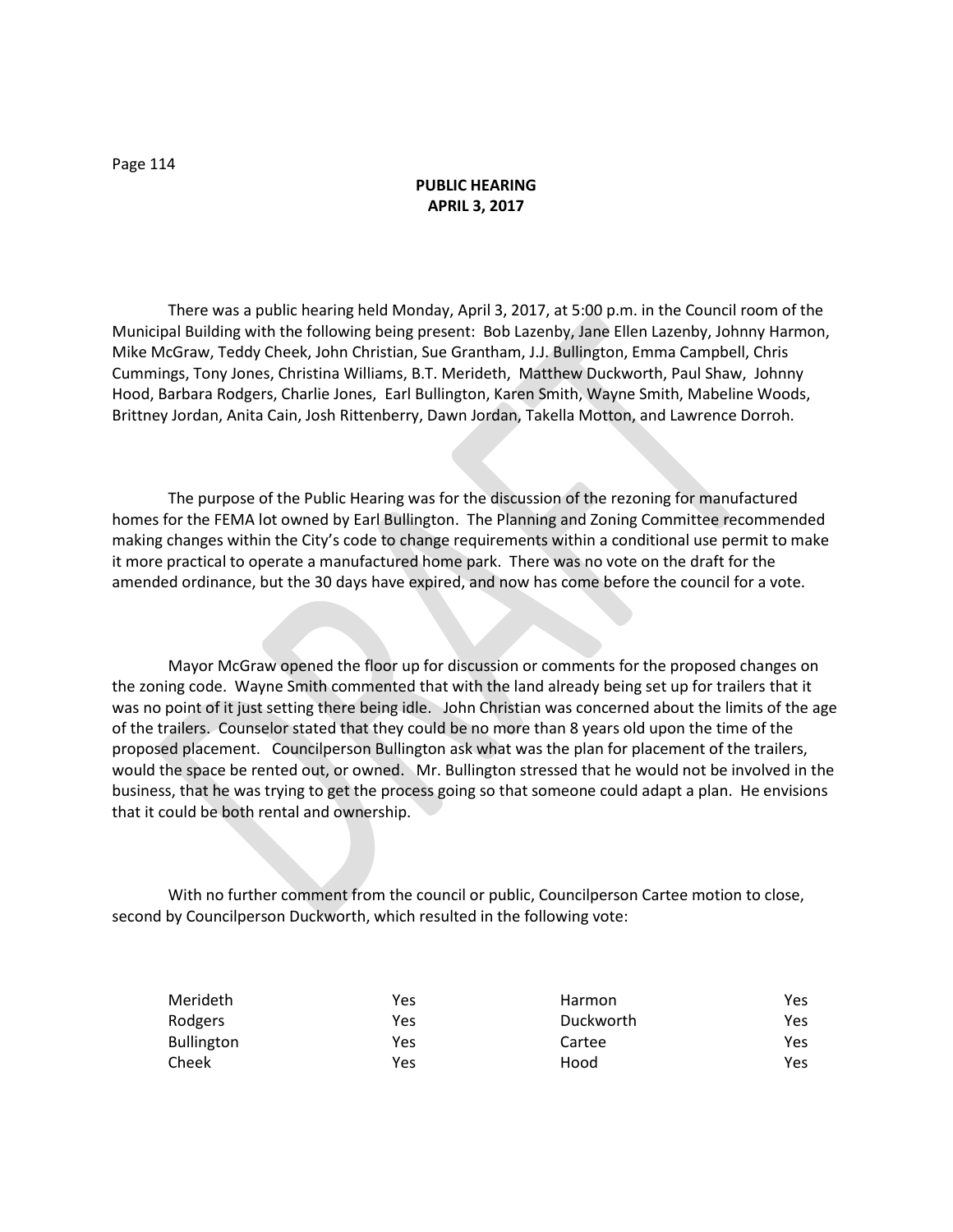# PUBLIC HEARING
## APRIL 3, 2017

There was a public hearing held Monday, April 3, 2017, at 5:00 p.m. in the Council room of the Municipal Building with the following being present: Bob Lazenby, Jane Ellen Lazenby, Johnny Harmon, Mike McGraw, Teddy Cheek, John Christian, Sue Grantham, J.J. Bullington, Emma Campbell, Chris Cummings, Tony Jones, Christina Williams, B.T. Merideth, Matthew Duckworth, Paul Shaw, Johnny Hood, Barbara Rodgers, Charlie Jones, Earl Bullington, Karen Smith, Wayne Smith, Mabeline Woods, Brittney Jordan, Anita Cain, Josh Rittenberry, Dawn Jordan, Takella Motton, and Lawrence Dorroh.

The purpose of the Public Hearing was for the discussion of the rezoning for manufactured homes for the FEMA lot owned by Earl Bullington. The Planning and Zoning Committee recommended making changes within the City's code to change requirements within a conditional use permit to make it more practical to operate a manufactured home park. There was no vote on the draft for the amended ordinance, but the 30 days have expired, and now has come before the council for a vote.

Mayor McGraw opened the floor up for discussion or comments for the proposed changes on the zoning code. Wayne Smith commented that with the land already being set up for trailers that it was no point of it just setting there being idle. John Christian was concerned about the limits of the age of the trailers. Counselor stated that they could be no more than 8 years old upon the time of the proposed placement. Councilperson Bullington ask what was the plan for placement of the trailers, would the space be rented out, or owned. Mr. Bullington stressed that he would not be involved in the business, that he was trying to get the process going so that someone could adapt a plan. He envisions that it could be both rental and ownership.

With no further comment from the council or public, Councilperson Cartee motion to close, second by Councilperson Duckworth, which resulted in the following vote:

| | | | |
|---|---|---|---|
| Merideth | Yes | Harmon | Yes |
| Rodgers | Yes | Duckworth | Yes |
| Bullington | Yes | Cartee | Yes |
| Cheek | Yes | Hood | Yes |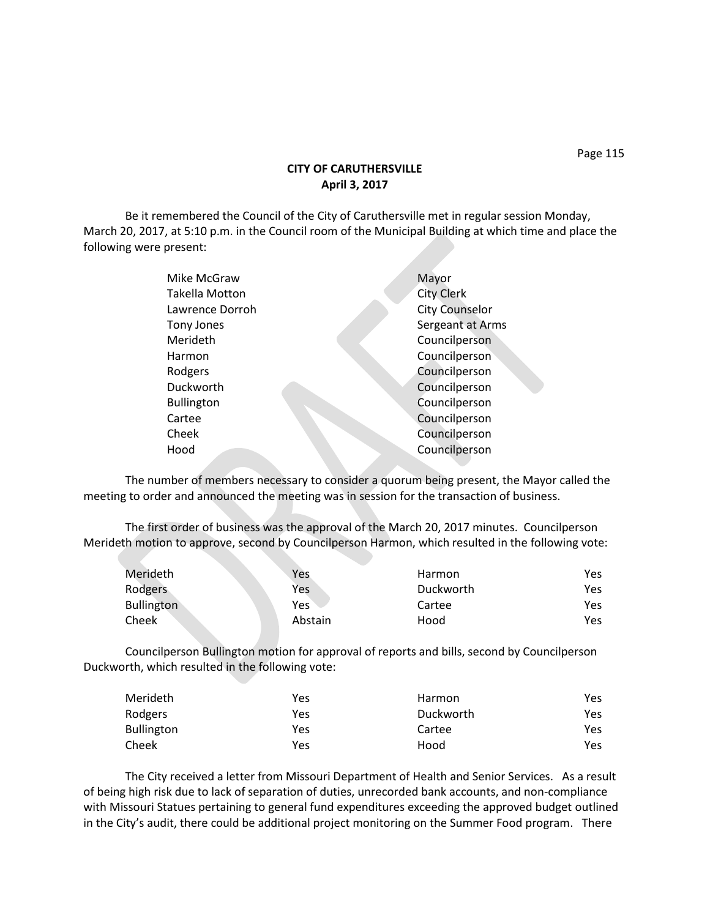**CITY OF CARUTHERSVILLE**
**April 3, 2017**

Be it remembered the Council of the City of Caruthersville met in regular session Monday, March 20, 2017, at 5:10 p.m. in the Council room of the Municipal Building at which time and place the following were present:

| | |
|---|---|
| Mike McGraw | Mayor |
| Takella Motton | City Clerk |
| Lawrence Dorroh | City Counselor |
| Tony Jones | Sergeant at Arms |
| Merideth | Councilperson |
| Harmon | Councilperson |
| Rodgers | Councilperson |
| Duckworth | Councilperson |
| Bullington | Councilperson |
| Cartee | Councilperson |
| Cheek | Councilperson |
| Hood | Councilperson |

The number of members necessary to consider a quorum being present, the Mayor called the meeting to order and announced the meeting was in session for the transaction of business.

The first order of business was the approval of the March 20, 2017 minutes. Councilperson Merideth motion to approve, second by Councilperson Harmon, which resulted in the following vote:

| | | | |
|---|---|---|---|
| Merideth | Yes | Harmon | Yes |
| Rodgers | Yes | Duckworth | Yes |
| Bullington | Yes | Cartee | Yes |
| Cheek | Abstain | Hood | Yes |

Councilperson Bullington motion for approval of reports and bills, second by Councilperson Duckworth, which resulted in the following vote:

| | | | |
|---|---|---|---|
| Merideth | Yes | Harmon | Yes |
| Rodgers | Yes | Duckworth | Yes |
| Bullington | Yes | Cartee | Yes |
| Cheek | Yes | Hood | Yes |

The City received a letter from Missouri Department of Health and Senior Services. As a result of being high risk due to lack of separation of duties, unrecorded bank accounts, and non-compliance with Missouri Statues pertaining to general fund expenditures exceeding the approved budget outlined in the City's audit, there could be additional project monitoring on the Summer Food program. There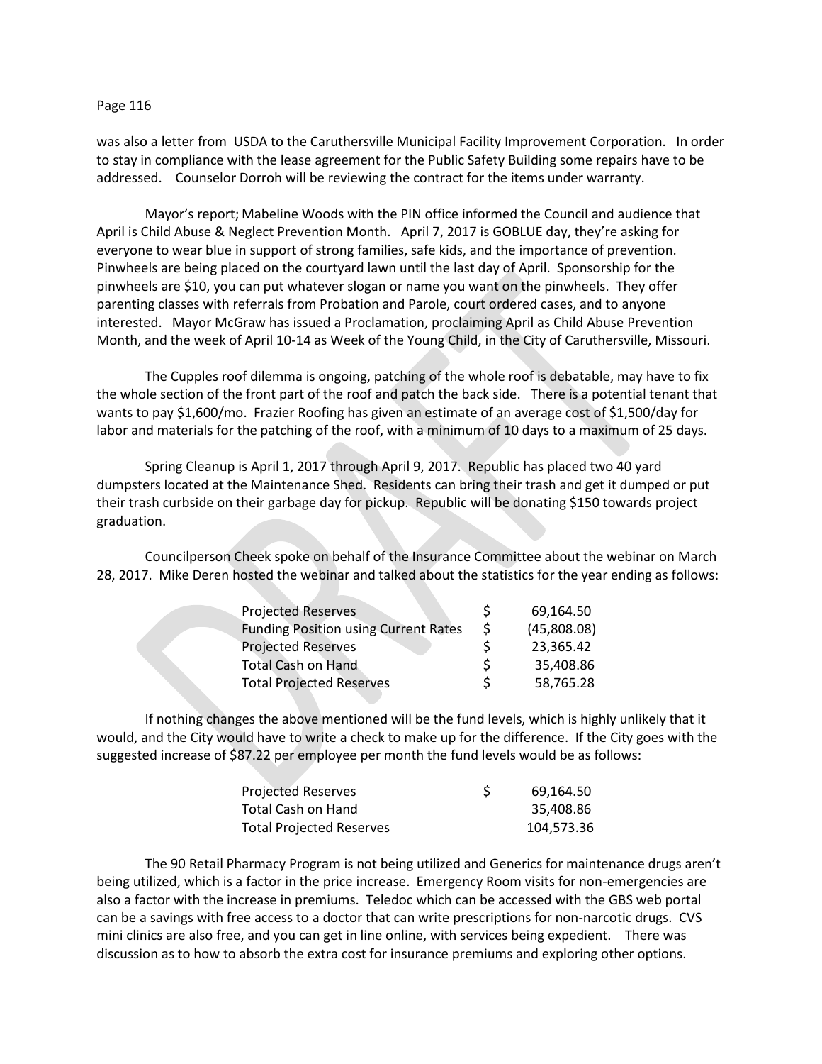was also a letter from USDA to the Caruthersville Municipal Facility Improvement Corporation. In order to stay in compliance with the lease agreement for the Public Safety Building some repairs have to be addressed. Counselor Dorroh will be reviewing the contract for the items under warranty.

Mayor's report; Mabeline Woods with the PIN office informed the Council and audience that April is Child Abuse & Neglect Prevention Month. April 7, 2017 is GOBLUE day, they're asking for everyone to wear blue in support of strong families, safe kids, and the importance of prevention. Pinwheels are being placed on the courtyard lawn until the last day of April. Sponsorship for the pinwheels are $10, you can put whatever slogan or name you want on the pinwheels. They offer parenting classes with referrals from Probation and Parole, court ordered cases, and to anyone interested. Mayor McGraw has issued a Proclamation, proclaiming April as Child Abuse Prevention Month, and the week of April 10-14 as Week of the Young Child, in the City of Caruthersville, Missouri.

The Cupples roof dilemma is ongoing, patching of the whole roof is debatable, may have to fix the whole section of the front part of the roof and patch the back side. There is a potential tenant that wants to pay $1,600/mo. Frazier Roofing has given an estimate of an average cost of $1,500/day for labor and materials for the patching of the roof, with a minimum of 10 days to a maximum of 25 days.

Spring Cleanup is April 1, 2017 through April 9, 2017. Republic has placed two 40 yard dumpsters located at the Maintenance Shed. Residents can bring their trash and get it dumped or put their trash curbside on their garbage day for pickup. Republic will be donating $150 towards project graduation.

Councilperson Cheek spoke on behalf of the Insurance Committee about the webinar on March 28, 2017. Mike Deren hosted the webinar and talked about the statistics for the year ending as follows:

| | | |
|---|---|---|
| Projected Reserves | $ | 69,164.50 |
| Funding Position using Current Rates | $ | (45,808.08) |
| Projected Reserves | $ | 23,365.42 |
| Total Cash on Hand | $ | 35,408.86 |
| Total Projected Reserves | $ | 58,765.28 |

If nothing changes the above mentioned will be the fund levels, which is highly unlikely that it would, and the City would have to write a check to make up for the difference. If the City goes with the suggested increase of $87.22 per employee per month the fund levels would be as follows:

| | | |
|---|---|---|
| Projected Reserves | $ | 69,164.50 |
| Total Cash on Hand | | 35,408.86 |
| Total Projected Reserves | | 104,573.36 |

The 90 Retail Pharmacy Program is not being utilized and Generics for maintenance drugs aren't being utilized, which is a factor in the price increase. Emergency Room visits for non-emergencies are also a factor with the increase in premiums. Teledoc which can be accessed with the GBS web portal can be a savings with free access to a doctor that can write prescriptions for non-narcotic drugs. CVS mini clinics are also free, and you can get in line online, with services being expedient. There was discussion as to how to absorb the extra cost for insurance premiums and exploring other options.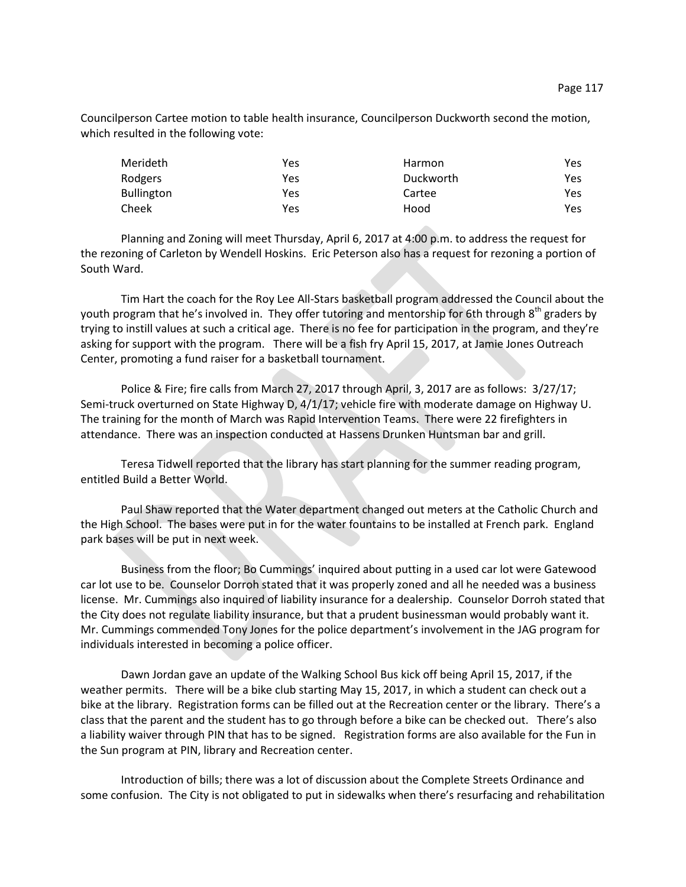Councilperson Cartee motion to table health insurance, Councilperson Duckworth second the motion, which resulted in the following vote:

| | | | |
|---|---|---|---|
| Merideth | Yes | Harmon | Yes |
| Rodgers | Yes | Duckworth | Yes |
| Bullington | Yes | Cartee | Yes |
| Cheek | Yes | Hood | Yes |

Planning and Zoning will meet Thursday, April 6, 2017 at 4:00 p.m. to address the request for the rezoning of Carleton by Wendell Hoskins. Eric Peterson also has a request for rezoning a portion of South Ward.

Tim Hart the coach for the Roy Lee All-Stars basketball program addressed the Council about the youth program that he's involved in. They offer tutoring and mentorship for 6th through 8th graders by trying to instill values at such a critical age. There is no fee for participation in the program, and they're asking for support with the program. There will be a fish fry April 15, 2017, at Jamie Jones Outreach Center, promoting a fund raiser for a basketball tournament.

Police & Fire; fire calls from March 27, 2017 through April, 3, 2017 are as follows: 3/27/17; Semi-truck overturned on State Highway D, 4/1/17; vehicle fire with moderate damage on Highway U. The training for the month of March was Rapid Intervention Teams. There were 22 firefighters in attendance. There was an inspection conducted at Hassens Drunken Huntsman bar and grill.

Teresa Tidwell reported that the library has start planning for the summer reading program, entitled Build a Better World.

Paul Shaw reported that the Water department changed out meters at the Catholic Church and the High School. The bases were put in for the water fountains to be installed at French park. England park bases will be put in next week.

Business from the floor; Bo Cummings' inquired about putting in a used car lot were Gatewood car lot use to be. Counselor Dorroh stated that it was properly zoned and all he needed was a business license. Mr. Cummings also inquired of liability insurance for a dealership. Counselor Dorroh stated that the City does not regulate liability insurance, but that a prudent businessman would probably want it. Mr. Cummings commended Tony Jones for the police department's involvement in the JAG program for individuals interested in becoming a police officer.

Dawn Jordan gave an update of the Walking School Bus kick off being April 15, 2017, if the weather permits. There will be a bike club starting May 15, 2017, in which a student can check out a bike at the library. Registration forms can be filled out at the Recreation center or the library. There's a class that the parent and the student has to go through before a bike can be checked out. There's also a liability waiver through PIN that has to be signed. Registration forms are also available for the Fun in the Sun program at PIN, library and Recreation center.

Introduction of bills; there was a lot of discussion about the Complete Streets Ordinance and some confusion. The City is not obligated to put in sidewalks when there's resurfacing and rehabilitation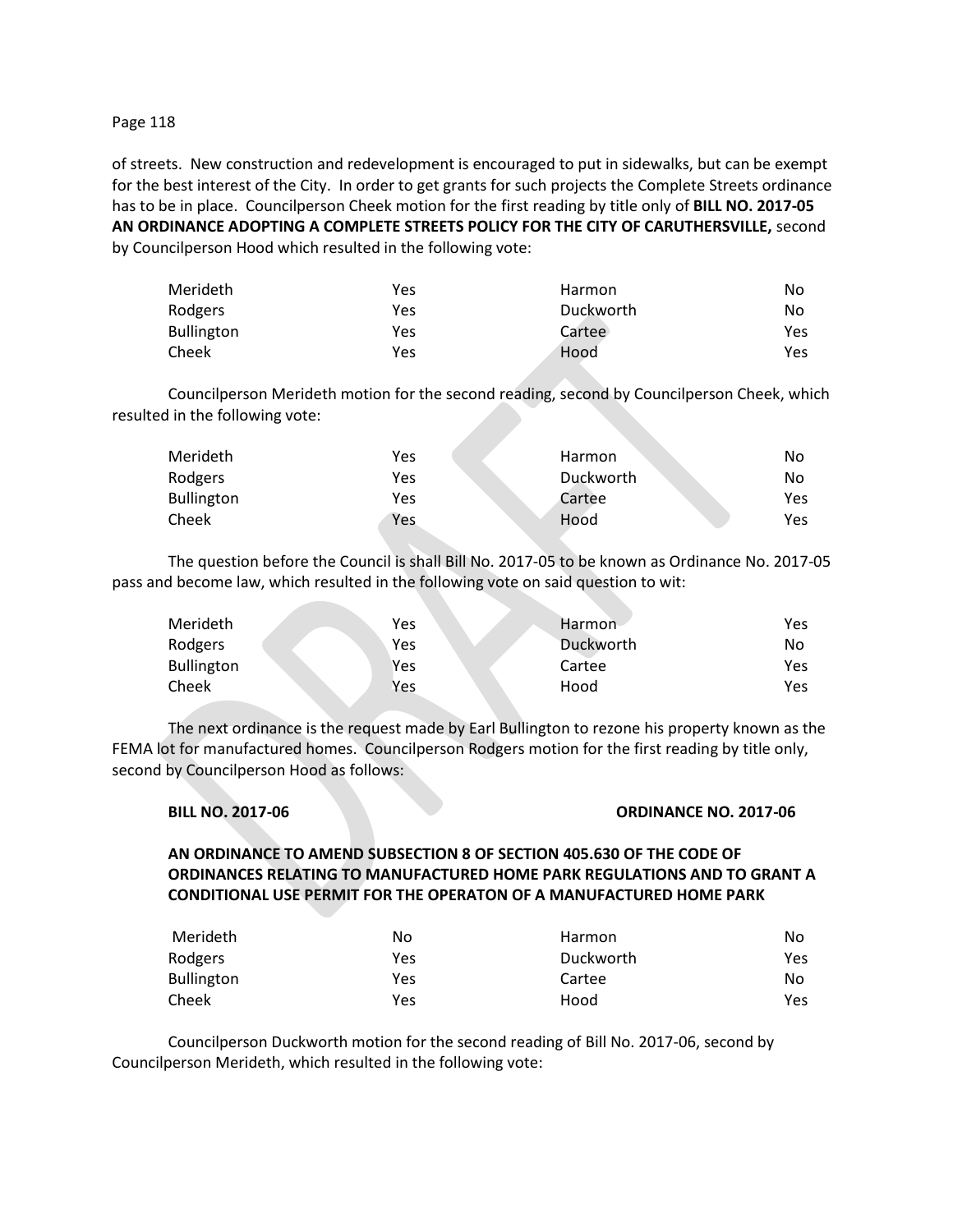of streets. New construction and redevelopment is encouraged to put in sidewalks, but can be exempt for the best interest of the City. In order to get grants for such projects the Complete Streets ordinance has to be in place. Councilperson Cheek motion for the first reading by title only of **BILL NO. 2017-05 AN ORDINANCE ADOPTING A COMPLETE STREETS POLICY FOR THE CITY OF CARUTHERSVILLE,** second by Councilperson Hood which resulted in the following vote:

| | | | |
|---|---|---|---|
| Merideth | Yes | Harmon | No |
| Rodgers | Yes | Duckworth | No |
| Bullington | Yes | Cartee | Yes |
| Cheek | Yes | Hood | Yes |

Councilperson Merideth motion for the second reading, second by Councilperson Cheek, which resulted in the following vote:

| | | | |
|---|---|---|---|
| Merideth | Yes | Harmon | No |
| Rodgers | Yes | Duckworth | No |
| Bullington | Yes | Cartee | Yes |
| Cheek | Yes | Hood | Yes |

The question before the Council is shall Bill No. 2017-05 to be known as Ordinance No. 2017-05 pass and become law, which resulted in the following vote on said question to wit:

| | | | |
|---|---|---|---|
| Merideth | Yes | Harmon | Yes |
| Rodgers | Yes | Duckworth | No |
| Bullington | Yes | Cartee | Yes |
| Cheek | Yes | Hood | Yes |

The next ordinance is the request made by Earl Bullington to rezone his property known as the FEMA lot for manufactured homes. Councilperson Rodgers motion for the first reading by title only, second by Councilperson Hood as follows:

**BILL NO. 2017-06** **ORDINANCE NO. 2017-06**

**AN ORDINANCE TO AMEND SUBSECTION 8 OF SECTION 405.630 OF THE CODE OF ORDINANCES RELATING TO MANUFACTURED HOME PARK REGULATIONS AND TO GRANT A CONDITIONAL USE PERMIT FOR THE OPERATON OF A MANUFACTURED HOME PARK**

| | | | |
|---|---|---|---|
| Merideth | No | Harmon | No |
| Rodgers | Yes | Duckworth | Yes |
| Bullington | Yes | Cartee | No |
| Cheek | Yes | Hood | Yes |

Councilperson Duckworth motion for the second reading of Bill No. 2017-06, second by Councilperson Merideth, which resulted in the following vote: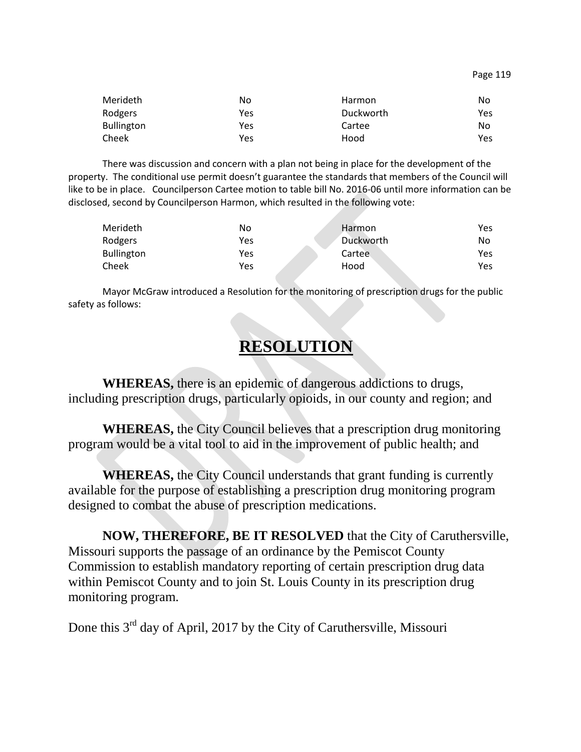| Merideth | No | Harmon | No |
|---|---|---|---|
| Rodgers | Yes | Duckworth | Yes |
| Bullington | Yes | Cartee | No |
| Cheek | Yes | Hood | Yes |

There was discussion and concern with a plan not being in place for the development of the property. The conditional use permit doesn't guarantee the standards that members of the Council will like to be in place. Councilperson Cartee motion to table bill No. 2016-06 until more information can be disclosed, second by Councilperson Harmon, which resulted in the following vote:

| Merideth | No | Harmon | Yes |
|---|---|---|---|
| Rodgers | Yes | Duckworth | No |
| Bullington | Yes | Cartee | Yes |
| Cheek | Yes | Hood | Yes |

Mayor McGraw introduced a Resolution for the monitoring of prescription drugs for the public safety as follows:

# RESOLUTION

**WHEREAS,** there is an epidemic of dangerous addictions to drugs, including prescription drugs, particularly opioids, in our county and region; and

**WHEREAS,** the City Council believes that a prescription drug monitoring program would be a vital tool to aid in the improvement of public health; and

**WHEREAS,** the City Council understands that grant funding is currently available for the purpose of establishing a prescription drug monitoring program designed to combat the abuse of prescription medications.

**NOW, THEREFORE, BE IT RESOLVED** that the City of Caruthersville, Missouri supports the passage of an ordinance by the Pemiscot County Commission to establish mandatory reporting of certain prescription drug data within Pemiscot County and to join St. Louis County in its prescription drug monitoring program.

Done this 3rd day of April, 2017 by the City of Caruthersville, Missouri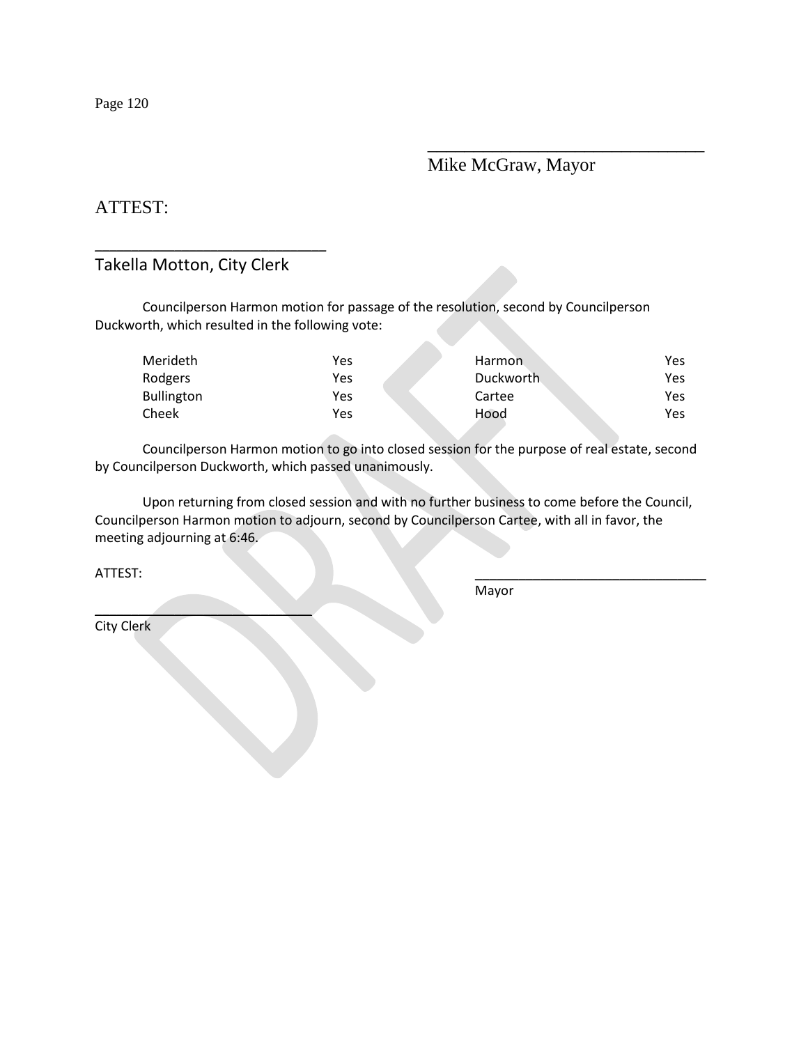\_\_\_\_\_\_\_\_\_\_\_\_\_\_\_\_\_\_\_\_\_\_\_\_\_\_\_\_\_\_\_\_

Mike McGraw, Mayor

ATTEST:

\_\_\_\_\_\_\_\_\_\_\_\_\_\_\_\_\_\_\_\_\_\_\_\_\_\_\_\_

Takella Motton, City Clerk

Councilperson Harmon motion for passage of the resolution, second by Councilperson Duckworth, which resulted in the following vote:

| | | | |
|---|---|---|---|
| Merideth | Yes | Harmon | Yes |
| Rodgers | Yes | Duckworth | Yes |
| Bullington | Yes | Cartee | Yes |
| Cheek | Yes | Hood | Yes |

Councilperson Harmon motion to go into closed session for the purpose of real estate, second by Councilperson Duckworth, which passed unanimously.

Upon returning from closed session and with no further business to come before the Council, Councilperson Harmon motion to adjourn, second by Councilperson Cartee, with all in favor, the meeting adjourning at 6:46.

ATTEST:

\_\_\_\_\_\_\_\_\_\_\_\_\_\_\_\_\_\_\_\_\_\_\_\_\_\_\_\_\_\_\_\_

Mayor

\_\_\_\_\_\_\_\_\_\_\_\_\_\_\_\_\_\_\_\_\_\_\_\_\_\_\_\_\_\_\_\_

City Clerk